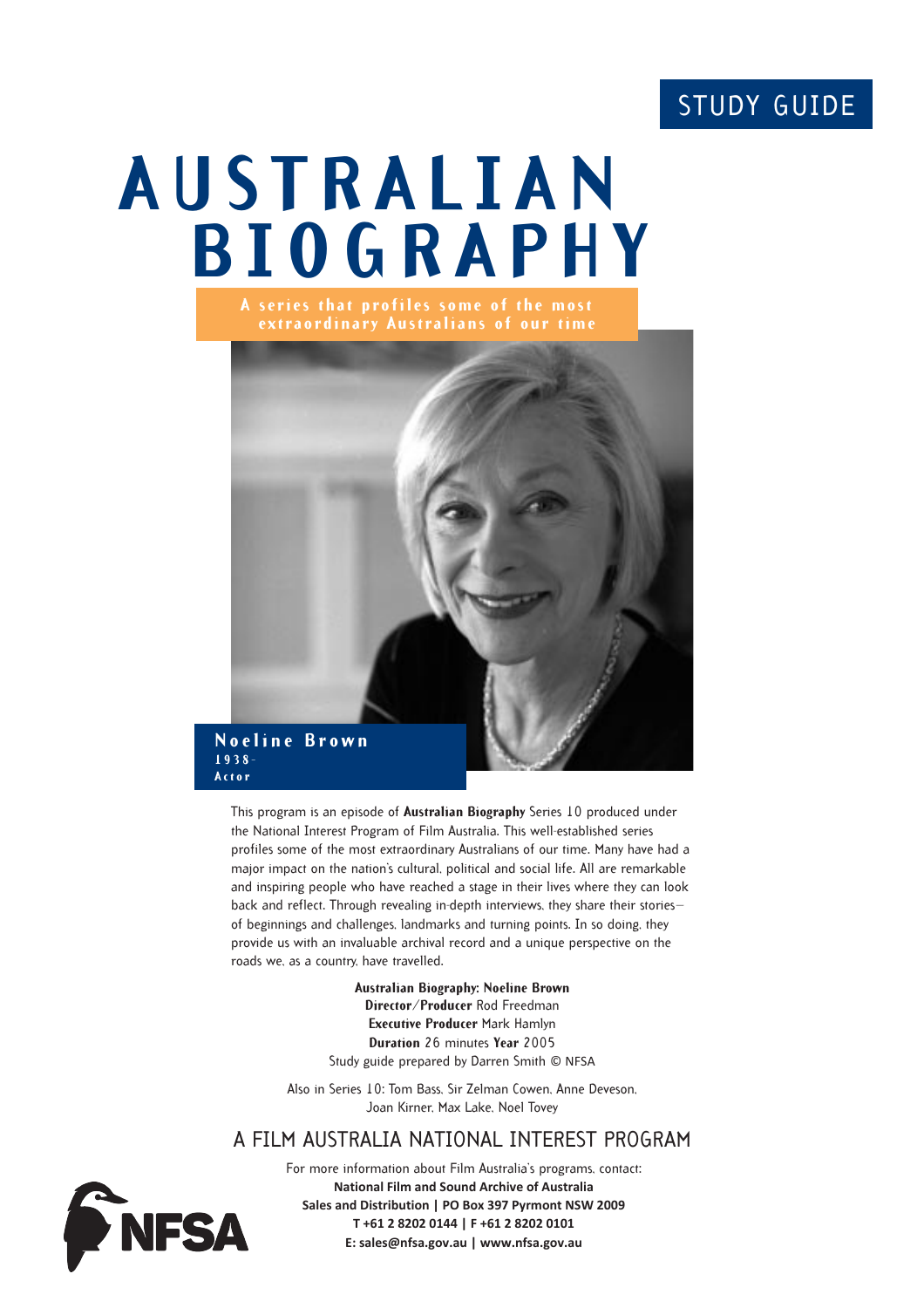STUDY GUIDE

# AUSTRALIAN BIOGRAPHY

**A series that profiles some of the most extraordinary Australians of our time**

**Noeline Brown**
**1938–**
**Actor**

This program is an episode of **Australian Biography** Series 10 produced under the National Interest Program of Film Australia. This well-established series profiles some of the most extraordinary Australians of our time. Many have had a major impact on the nation's cultural, political and social life. All are remarkable and inspiring people who have reached a stage in their lives where they can look back and reflect. Through revealing in-depth interviews, they share their stories—of beginnings and challenges, landmarks and turning points. In so doing, they provide us with an invaluable archival record and a unique perspective on the roads we, as a country, have travelled.

**Australian Biography: Noeline Brown**
**Director/Producer** Rod Freedman
**Executive Producer** Mark Hamlyn
**Duration** 26 minutes **Year** 2005
Study guide prepared by Darren Smith © NFSA

Also in Series 10: Tom Bass, Sir Zelman Cowen, Anne Deveson, Joan Kirner, Max Lake, Noel Tovey

## A FILM AUSTRALIA NATIONAL INTEREST PROGRAM

For more information about Film Australia's programs, contact:
**National Film and Sound Archive of Australia**
**Sales and Distribution | PO Box 397 Pyrmont NSW 2009**
**T +61 2 8202 0144 | F +61 2 8202 0101**
**E: sales@nfsa.gov.au | www.nfsa.gov.au**

NFSA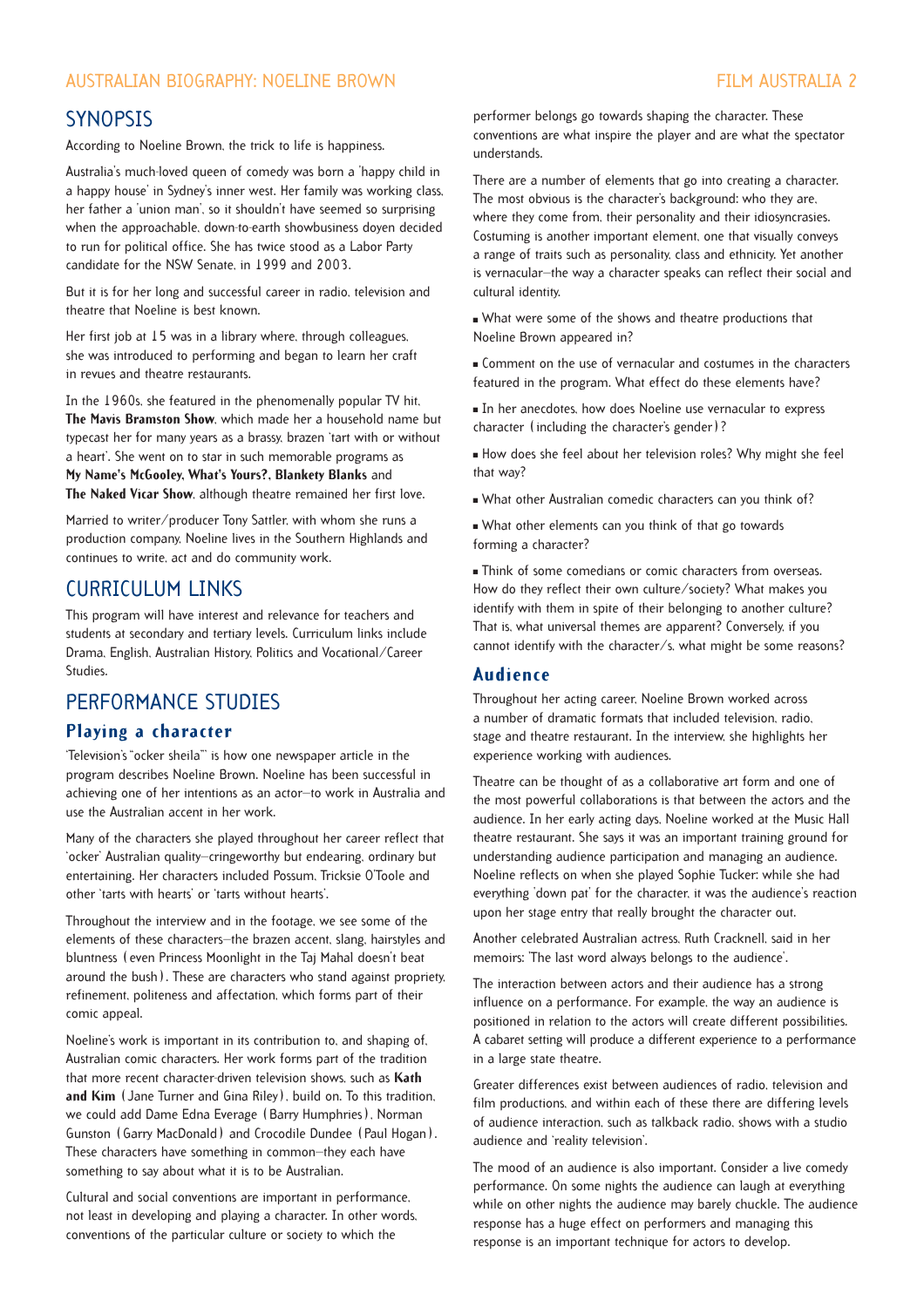## SYNOPSIS

According to Noeline Brown, the trick to life is happiness.

Australia's much-loved queen of comedy was born a 'happy child in a happy house' in Sydney's inner west. Her family was working class, her father a 'union man', so it shouldn't have seemed so surprising when the approachable, down-to-earth showbusiness doyen decided to run for political office. She has twice stood as a Labor Party candidate for the NSW Senate, in 1999 and 2003.

But it is for her long and successful career in radio, television and theatre that Noeline is best known.

Her first job at 15 was in a library where, through colleagues, she was introduced to performing and began to learn her craft in revues and theatre restaurants.

In the 1960s, she featured in the phenomenally popular TV hit, **The Mavis Bramston Show**, which made her a household name but typecast her for many years as a brassy, brazen 'tart with or without a heart'. She went on to star in such memorable programs as **My Name's McGooley, What's Yours?**, **Blankety Blanks** and **The Naked Vicar Show**, although theatre remained her first love.

Married to writer/producer Tony Sattler, with whom she runs a production company, Noeline lives in the Southern Highlands and continues to write, act and do community work.

## CURRICULUM LINKS

This program will have interest and relevance for teachers and students at secondary and tertiary levels. Curriculum links include Drama, English, Australian History, Politics and Vocational/Career Studies.

## PERFORMANCE STUDIES

### Playing a character

'Television's "ocker sheila"' is how one newspaper article in the program describes Noeline Brown. Noeline has been successful in achieving one of her intentions as an actor—to work in Australia and use the Australian accent in her work.

Many of the characters she played throughout her career reflect that 'ocker' Australian quality—cringeworthy but endearing, ordinary but entertaining. Her characters included Possum, Tricksie O'Toole and other 'tarts with hearts' or 'tarts without hearts'.

Throughout the interview and in the footage, we see some of the elements of these characters—the brazen accent, slang, hairstyles and bluntness (even Princess Moonlight in the Taj Mahal doesn't beat around the bush). These are characters who stand against propriety, refinement, politeness and affectation, which forms part of their comic appeal.

Noeline's work is important in its contribution to, and shaping of, Australian comic characters. Her work forms part of the tradition that more recent character-driven television shows, such as **Kath and Kim** (Jane Turner and Gina Riley), build on. To this tradition, we could add Dame Edna Everage (Barry Humphries), Norman Gunston (Garry MacDonald) and Crocodile Dundee (Paul Hogan). These characters have something in common—they each have something to say about what it is to be Australian.

Cultural and social conventions are important in performance, not least in developing and playing a character. In other words, conventions of the particular culture or society to which the performer belongs go towards shaping the character. These conventions are what inspire the player and are what the spectator understands.

There are a number of elements that go into creating a character. The most obvious is the character's background: who they are, where they come from, their personality and their idiosyncrasies. Costuming is another important element, one that visually conveys a range of traits such as personality, class and ethnicity. Yet another is vernacular—the way a character speaks can reflect their social and cultural identity.

- What were some of the shows and theatre productions that Noeline Brown appeared in?
- Comment on the use of vernacular and costumes in the characters featured in the program. What effect do these elements have?
- In her anecdotes, how does Noeline use vernacular to express character (including the character's gender)?
- How does she feel about her television roles? Why might she feel that way?
- What other Australian comedic characters can you think of?
- What other elements can you think of that go towards forming a character?
- Think of some comedians or comic characters from overseas. How do they reflect their own culture/society? What makes you identify with them in spite of their belonging to another culture? That is, what universal themes are apparent? Conversely, if you cannot identify with the character/s, what might be some reasons?

### Audience

Throughout her acting career, Noeline Brown worked across a number of dramatic formats that included television, radio, stage and theatre restaurant. In the interview, she highlights her experience working with audiences.

Theatre can be thought of as a collaborative art form and one of the most powerful collaborations is that between the actors and the audience. In her early acting days, Noeline worked at the Music Hall theatre restaurant. She says it was an important training ground for understanding audience participation and managing an audience. Noeline reflects on when she played Sophie Tucker: while she had everything 'down pat' for the character, it was the audience's reaction upon her stage entry that really brought the character out.

Another celebrated Australian actress, Ruth Cracknell, said in her memoirs: 'The last word always belongs to the audience'.

The interaction between actors and their audience has a strong influence on a performance. For example, the way an audience is positioned in relation to the actors will create different possibilities. A cabaret setting will produce a different experience to a performance in a large state theatre.

Greater differences exist between audiences of radio, television and film productions, and within each of these there are differing levels of audience interaction, such as talkback radio, shows with a studio audience and 'reality television'.

The mood of an audience is also important. Consider a live comedy performance. On some nights the audience can laugh at everything while on other nights the audience may barely chuckle. The audience response has a huge effect on performers and managing this response is an important technique for actors to develop.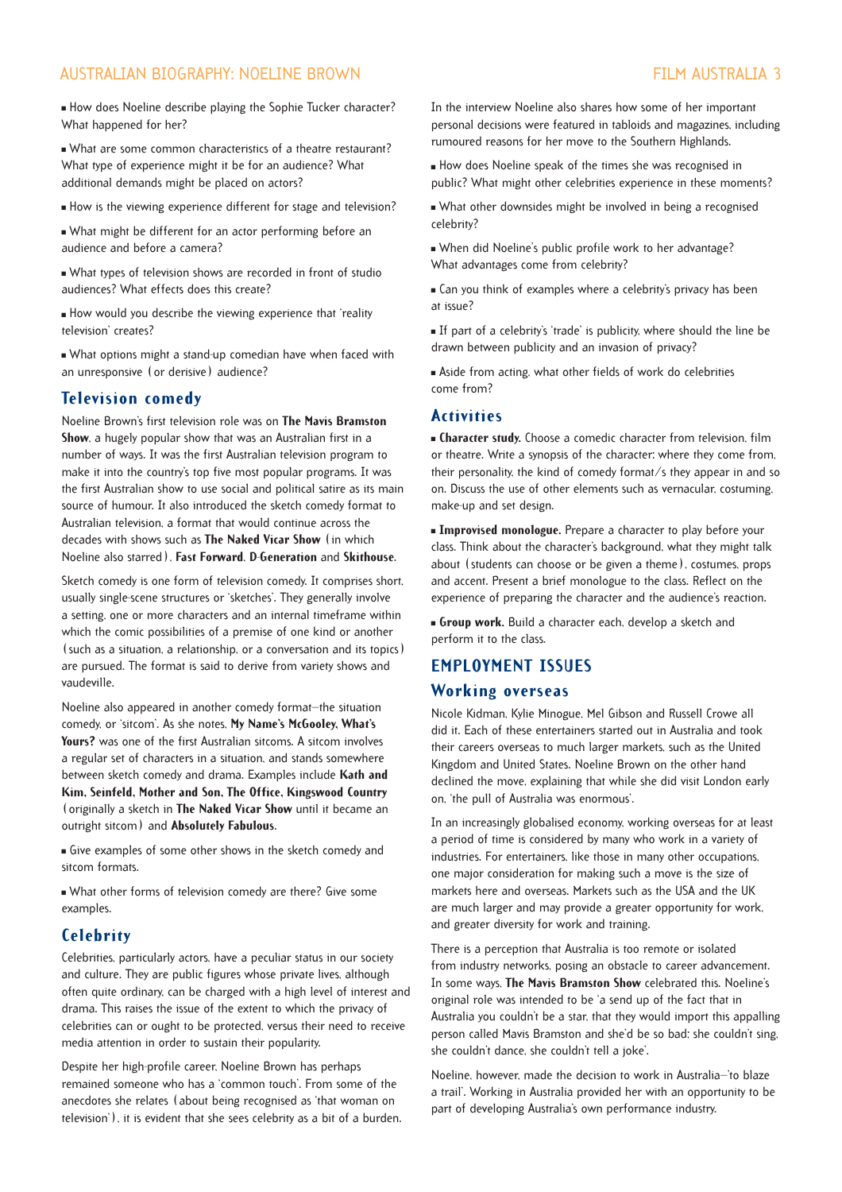- How does Noeline describe playing the Sophie Tucker character? What happened for her?
- What are some common characteristics of a theatre restaurant? What type of experience might it be for an audience? What additional demands might be placed on actors?
- How is the viewing experience different for stage and television?
- What might be different for an actor performing before an audience and before a camera?
- What types of television shows are recorded in front of studio audiences? What effects does this create?
- How would you describe the viewing experience that 'reality television' creates?
- What options might a stand-up comedian have when faced with an unresponsive (or derisive) audience?

## Television comedy

Noeline Brown's first television role was on **The Mavis Bramston Show**, a hugely popular show that was an Australian first in a number of ways. It was the first Australian television program to make it into the country's top five most popular programs. It was the first Australian show to use social and political satire as its main source of humour. It also introduced the sketch comedy format to Australian television, a format that would continue across the decades with shows such as **The Naked Vicar Show** (in which Noeline also starred), **Fast Forward**, **D-Generation** and **Skithouse**.

Sketch comedy is one form of television comedy. It comprises short, usually single-scene structures or 'sketches'. They generally involve a setting, one or more characters and an internal timeframe within which the comic possibilities of a premise of one kind or another (such as a situation, a relationship, or a conversation and its topics) are pursued. The format is said to derive from variety shows and vaudeville.

Noeline also appeared in another comedy format—the situation comedy, or 'sitcom'. As she notes, **My Name's McGooley, What's Yours?** was one of the first Australian sitcoms. A sitcom involves a regular set of characters in a situation, and stands somewhere between sketch comedy and drama. Examples include **Kath and Kim**, **Seinfeld**, **Mother and Son**, **The Office**, **Kingswood Country** (originally a sketch in **The Naked Vicar Show** until it became an outright sitcom) and **Absolutely Fabulous**.

- Give examples of some other shows in the sketch comedy and sitcom formats.
- What other forms of television comedy are there? Give some examples.

## Celebrity

Celebrities, particularly actors, have a peculiar status in our society and culture. They are public figures whose private lives, although often quite ordinary, can be charged with a high level of interest and drama. This raises the issue of the extent to which the privacy of celebrities can or ought to be protected, versus their need to receive media attention in order to sustain their popularity.

Despite her high-profile career, Noeline Brown has perhaps remained someone who has a 'common touch'. From some of the anecdotes she relates (about being recognised as 'that woman on television'), it is evident that she sees celebrity as a bit of a burden.

In the interview Noeline also shares how some of her important personal decisions were featured in tabloids and magazines, including rumoured reasons for her move to the Southern Highlands.

- How does Noeline speak of the times she was recognised in public? What might other celebrities experience in these moments?
- What other downsides might be involved in being a recognised celebrity?
- When did Noeline's public profile work to her advantage? What advantages come from celebrity?
- Can you think of examples where a celebrity's privacy has been at issue?
- If part of a celebrity's 'trade' is publicity, where should the line be drawn between publicity and an invasion of privacy?
- Aside from acting, what other fields of work do celebrities come from?

## Activities

- **Character study.** Choose a comedic character from television, film or theatre. Write a synopsis of the character: where they come from, their personality, the kind of comedy format/s they appear in and so on. Discuss the use of other elements such as vernacular, costuming, make-up and set design.
- **Improvised monologue.** Prepare a character to play before your class. Think about the character's background, what they might talk about (students can choose or be given a theme), costumes, props and accent. Present a brief monologue to the class. Reflect on the experience of preparing the character and the audience's reaction.
- **Group work.** Build a character each, develop a sketch and perform it to the class.

# EMPLOYMENT ISSUES

## Working overseas

Nicole Kidman, Kylie Minogue, Mel Gibson and Russell Crowe all did it. Each of these entertainers started out in Australia and took their careers overseas to much larger markets, such as the United Kingdom and United States. Noeline Brown on the other hand declined the move, explaining that while she did visit London early on, 'the pull of Australia was enormous'.

In an increasingly globalised economy, working overseas for at least a period of time is considered by many who work in a variety of industries. For entertainers, like those in many other occupations, one major consideration for making such a move is the size of markets here and overseas. Markets such as the USA and the UK are much larger and may provide a greater opportunity for work, and greater diversity for work and training.

There is a perception that Australia is too remote or isolated from industry networks, posing an obstacle to career advancement. In some ways, **The Mavis Bramston Show** celebrated this. Noeline's original role was intended to be 'a send up of the fact that in Australia you couldn't be a star, that they would import this appalling person called Mavis Bramston and she'd be so bad; she couldn't sing, she couldn't dance, she couldn't tell a joke'.

Noeline, however, made the decision to work in Australia—'to blaze a trail'. Working in Australia provided her with an opportunity to be part of developing Australia's own performance industry.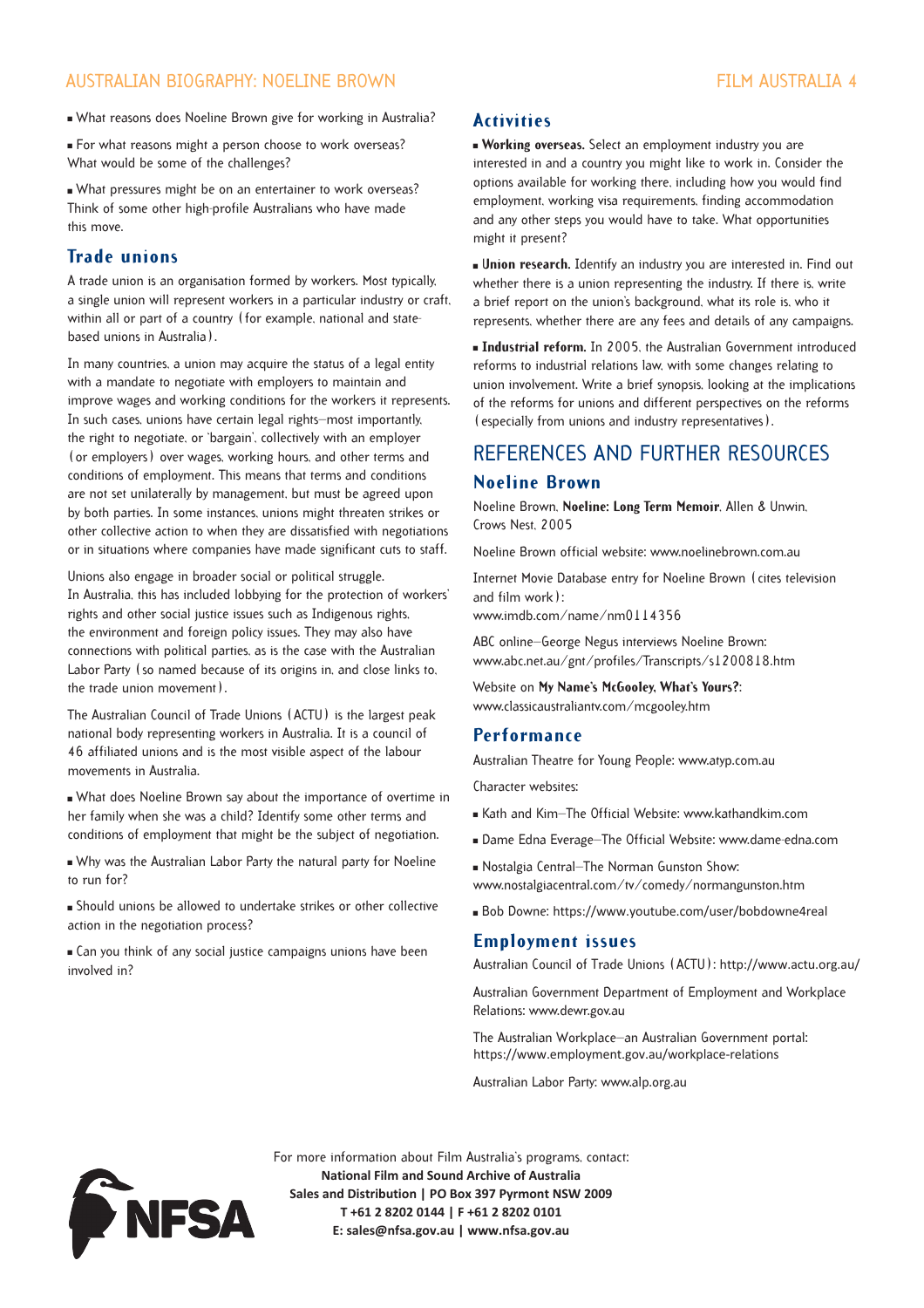- What reasons does Noeline Brown give for working in Australia?
- For what reasons might a person choose to work overseas? What would be some of the challenges?
- What pressures might be on an entertainer to work overseas? Think of some other high-profile Australians who have made this move.

## Trade unions

A trade union is an organisation formed by workers. Most typically, a single union will represent workers in a particular industry or craft, within all or part of a country (for example, national and state-based unions in Australia).

In many countries, a union may acquire the status of a legal entity with a mandate to negotiate with employers to maintain and improve wages and working conditions for the workers it represents. In such cases, unions have certain legal rights—most importantly, the right to negotiate, or 'bargain', collectively with an employer (or employers) over wages, working hours, and other terms and conditions of employment. This means that terms and conditions are not set unilaterally by management, but must be agreed upon by both parties. In some instances, unions might threaten strikes or other collective action to when they are dissatisfied with negotiations or in situations where companies have made significant cuts to staff.

Unions also engage in broader social or political struggle. In Australia, this has included lobbying for the protection of workers' rights and other social justice issues such as Indigenous rights, the environment and foreign policy issues. They may also have connections with political parties, as is the case with the Australian Labor Party (so named because of its origins in, and close links to, the trade union movement).

The Australian Council of Trade Unions (ACTU) is the largest peak national body representing workers in Australia. It is a council of 46 affiliated unions and is the most visible aspect of the labour movements in Australia.

- What does Noeline Brown say about the importance of overtime in her family when she was a child? Identify some other terms and conditions of employment that might be the subject of negotiation.
- Why was the Australian Labor Party the natural party for Noeline to run for?
- Should unions be allowed to undertake strikes or other collective action in the negotiation process?
- Can you think of any social justice campaigns unions have been involved in?

## Activities

- **Working overseas.** Select an employment industry you are interested in and a country you might like to work in. Consider the options available for working there, including how you would find employment, working visa requirements, finding accommodation and any other steps you would have to take. What opportunities might it present?
- **Union research.** Identify an industry you are interested in. Find out whether there is a union representing the industry. If there is, write a brief report on the union's background, what its role is, who it represents, whether there are any fees and details of any campaigns.
- **Industrial reform.** In 2005, the Australian Government introduced reforms to industrial relations law, with some changes relating to union involvement. Write a brief synopsis, looking at the implications of the reforms for unions and different perspectives on the reforms (especially from unions and industry representatives).

# REFERENCES AND FURTHER RESOURCES

## Noeline Brown

Noeline Brown, **Noeline: Long Term Memoir**, Allen & Unwin, Crows Nest, 2005

Noeline Brown official website: www.noelinebrown.com.au

Internet Movie Database entry for Noeline Brown (cites television and film work):
www.imdb.com/name/nm0114356

ABC online—George Negus interviews Noeline Brown:
www.abc.net.au/gnt/profiles/Transcripts/s1200818.htm

Website on **My Name's McGooley, What's Yours?**:
www.classicaustraliantv.com/mcgooley.htm

## Performance

Australian Theatre for Young People: www.atyp.com.au

Character websites:

- Kath and Kim—The Official Website: www.kathandkim.com
- Dame Edna Everage—The Official Website: www.dame-edna.com
- Nostalgia Central—The Norman Gunston Show: www.nostalgiacentral.com/tv/comedy/normangunston.htm
- Bob Downe: https://www.youtube.com/user/bobdowne4real

## Employment issues

Australian Council of Trade Unions (ACTU): http://www.actu.org.au/

Australian Government Department of Employment and Workplace Relations: www.dewr.gov.au

The Australian Workplace—an Australian Government portal: https://www.employment.gov.au/workplace-relations

Australian Labor Party: www.alp.org.au

NFSA

For more information about Film Australia's programs, contact:
**National Film and Sound Archive of Australia**
**Sales and Distribution | PO Box 397 Pyrmont NSW 2009**
**T +61 2 8202 0144 | F +61 2 8202 0101**
**E: sales@nfsa.gov.au | www.nfsa.gov.au**